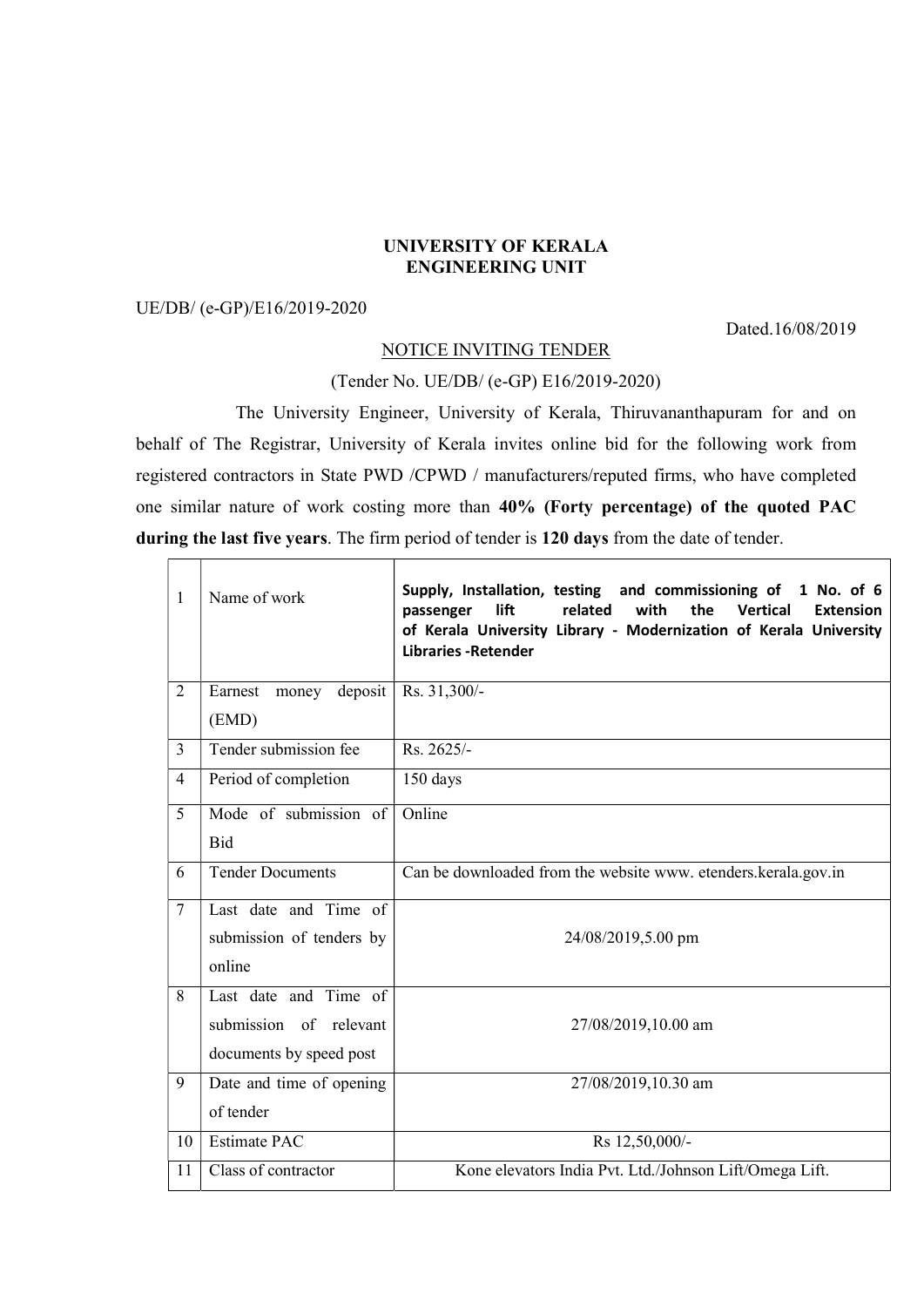# UNIVERSITY OF KERALA
## ENGINEERING UNIT

UE/DB/ (e-GP)/E16/2019-2020

Dated.16/08/2019

NOTICE INVITING TENDER

(Tender No. UE/DB/ (e-GP) E16/2019-2020)

The University Engineer, University of Kerala, Thiruvananthapuram for and on behalf of The Registrar, University of Kerala invites online bid for the following work from registered contractors in State PWD /CPWD / manufacturers/reputed firms, who have completed one similar nature of work costing more than **40% (Forty percentage) of the quoted PAC during the last five years**. The firm period of tender is **120 days** from the date of tender.

| 1 | Name of work | **Supply, Installation, testing and commissioning of 1 No. of 6 passenger lift related with the Vertical Extension of Kerala University Library - Modernization of Kerala University Libraries -Retender** |
|---|---|---|
| 2 | Earnest money deposit (EMD) | Rs. 31,300/- |
| 3 | Tender submission fee | Rs. 2625/- |
| 4 | Period of completion | 150 days |
| 5 | Mode of submission of Bid | Online |
| 6 | Tender Documents | Can be downloaded from the website www. etenders.kerala.gov.in |
| 7 | Last date and Time of submission of tenders by online | 24/08/2019,5.00 pm |
| 8 | Last date and Time of submission of relevant documents by speed post | 27/08/2019,10.00 am |
| 9 | Date and time of opening of tender | 27/08/2019,10.30 am |
| 10 | Estimate PAC | Rs 12,50,000/- |
| 11 | Class of contractor | Kone elevators India Pvt. Ltd./Johnson Lift/Omega Lift. |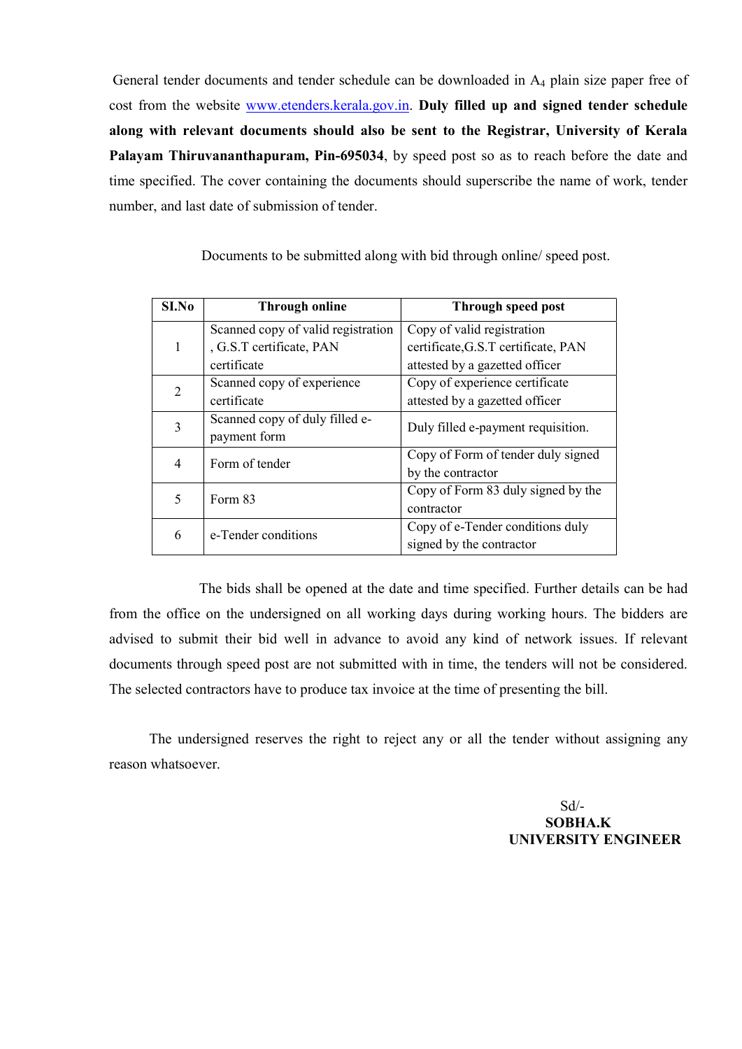General tender documents and tender schedule can be downloaded in $A_4$ plain size paper free of cost from the website www.etenders.kerala.gov.in. **Duly filled up and signed tender schedule along with relevant documents should also be sent to the Registrar, University of Kerala Palayam Thiruvananthapuram, Pin-695034**, by speed post so as to reach before the date and time specified. The cover containing the documents should superscribe the name of work, tender number, and last date of submission of tender.

Documents to be submitted along with bid through online/ speed post.

| SI.No | Through online | Through speed post |
|---|---|---|
| 1 | Scanned copy of valid registration , G.S.T certificate, PAN certificate | Copy of valid registration certificate,G.S.T certificate, PAN attested by a gazetted officer |
| 2 | Scanned copy of experience certificate | Copy of experience certificate attested by a gazetted officer |
| 3 | Scanned copy of duly filled e-payment form | Duly filled e-payment requisition. |
| 4 | Form of tender | Copy of Form of tender duly signed by the contractor |
| 5 | Form 83 | Copy of Form 83 duly signed by the contractor |
| 6 | e-Tender conditions | Copy of e-Tender conditions duly signed by the contractor |

The bids shall be opened at the date and time specified. Further details can be had from the office on the undersigned on all working days during working hours. The bidders are advised to submit their bid well in advance to avoid any kind of network issues. If relevant documents through speed post are not submitted with in time, the tenders will not be considered. The selected contractors have to produce tax invoice at the time of presenting the bill.

The undersigned reserves the right to reject any or all the tender without assigning any reason whatsoever.

Sd/-
**SOBHA.K**
**UNIVERSITY ENGINEER**